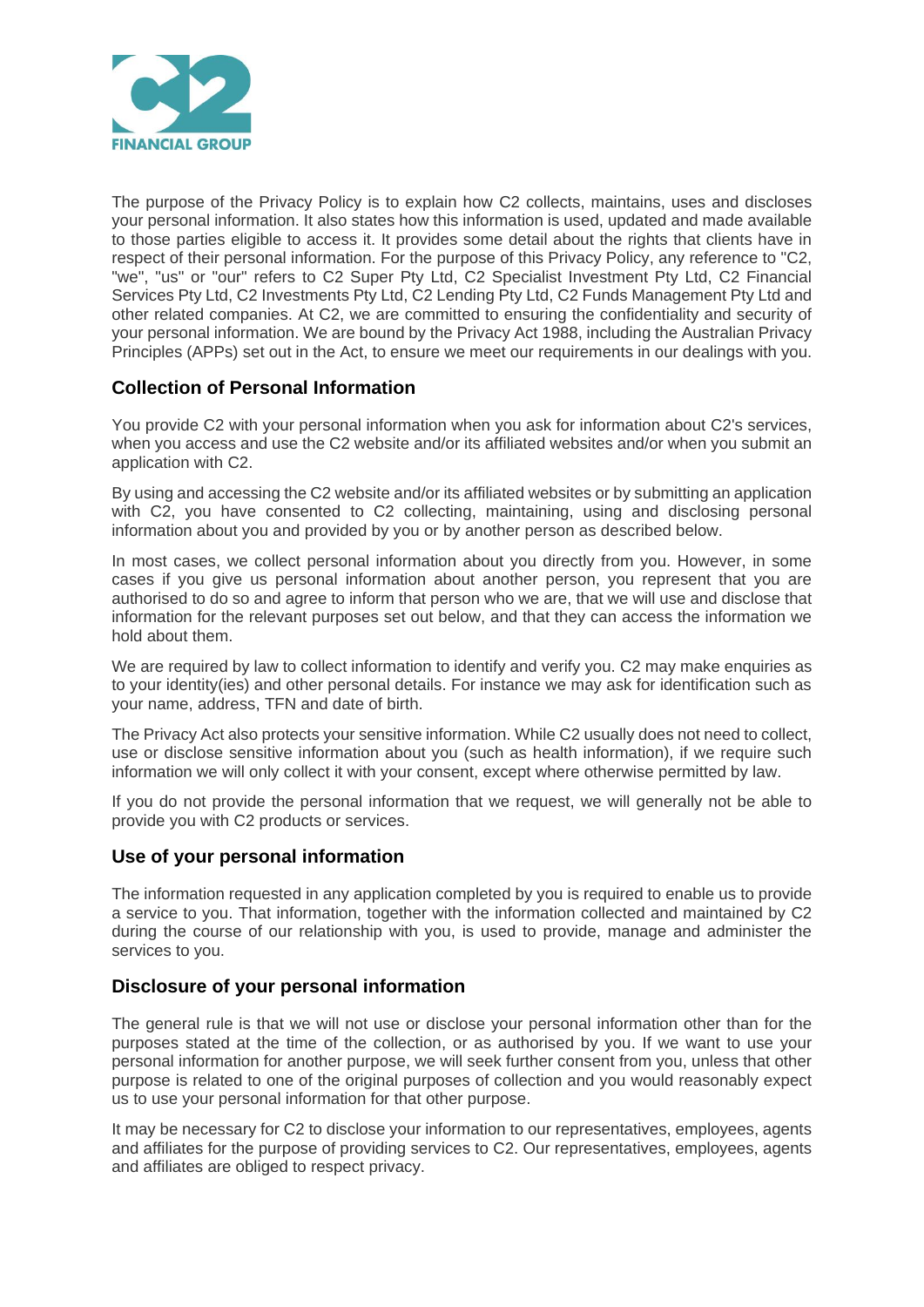FINANCIAL GROUP

The purpose of the Privacy Policy is to explain how C2 collects, maintains, uses and discloses your personal information. It also states how this information is used, updated and made available to those parties eligible to access it. It provides some detail about the rights that clients have in respect of their personal information. For the purpose of this Privacy Policy, any reference to "C2, "we", "us" or "our" refers to C2 Super Pty Ltd, C2 Specialist Investment Pty Ltd, C2 Financial Services Pty Ltd, C2 Investments Pty Ltd, C2 Lending Pty Ltd, C2 Funds Management Pty Ltd and other related companies. At C2, we are committed to ensuring the confidentiality and security of your personal information. We are bound by the Privacy Act 1988, including the Australian Privacy Principles (APPs) set out in the Act, to ensure we meet our requirements in our dealings with you.

## Collection of Personal Information

You provide C2 with your personal information when you ask for information about C2's services, when you access and use the C2 website and/or its affiliated websites and/or when you submit an application with C2.

By using and accessing the C2 website and/or its affiliated websites or by submitting an application with C2, you have consented to C2 collecting, maintaining, using and disclosing personal information about you and provided by you or by another person as described below.

In most cases, we collect personal information about you directly from you. However, in some cases if you give us personal information about another person, you represent that you are authorised to do so and agree to inform that person who we are, that we will use and disclose that information for the relevant purposes set out below, and that they can access the information we hold about them.

We are required by law to collect information to identify and verify you. C2 may make enquiries as to your identity(ies) and other personal details. For instance we may ask for identification such as your name, address, TFN and date of birth.

The Privacy Act also protects your sensitive information. While C2 usually does not need to collect, use or disclose sensitive information about you (such as health information), if we require such information we will only collect it with your consent, except where otherwise permitted by law.

If you do not provide the personal information that we request, we will generally not be able to provide you with C2 products or services.

## Use of your personal information

The information requested in any application completed by you is required to enable us to provide a service to you. That information, together with the information collected and maintained by C2 during the course of our relationship with you, is used to provide, manage and administer the services to you.

## Disclosure of your personal information

The general rule is that we will not use or disclose your personal information other than for the purposes stated at the time of the collection, or as authorised by you. If we want to use your personal information for another purpose, we will seek further consent from you, unless that other purpose is related to one of the original purposes of collection and you would reasonably expect us to use your personal information for that other purpose.

It may be necessary for C2 to disclose your information to our representatives, employees, agents and affiliates for the purpose of providing services to C2. Our representatives, employees, agents and affiliates are obliged to respect privacy.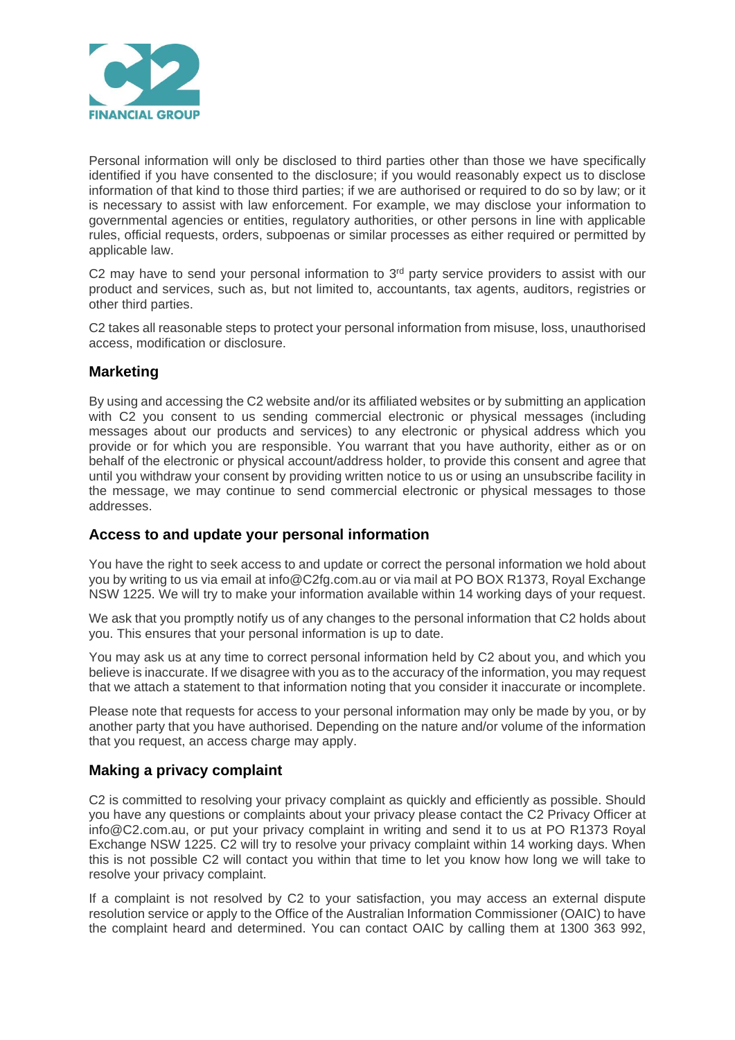Personal information will only be disclosed to third parties other than those we have specifically identified if you have consented to the disclosure; if you would reasonably expect us to disclose information of that kind to those third parties; if we are authorised or required to do so by law; or it is necessary to assist with law enforcement. For example, we may disclose your information to governmental agencies or entities, regulatory authorities, or other persons in line with applicable rules, official requests, orders, subpoenas or similar processes as either required or permitted by applicable law.

C2 may have to send your personal information to 3rd party service providers to assist with our product and services, such as, but not limited to, accountants, tax agents, auditors, registries or other third parties.

C2 takes all reasonable steps to protect your personal information from misuse, loss, unauthorised access, modification or disclosure.

## Marketing

By using and accessing the C2 website and/or its affiliated websites or by submitting an application with C2 you consent to us sending commercial electronic or physical messages (including messages about our products and services) to any electronic or physical address which you provide or for which you are responsible. You warrant that you have authority, either as or on behalf of the electronic or physical account/address holder, to provide this consent and agree that until you withdraw your consent by providing written notice to us or using an unsubscribe facility in the message, we may continue to send commercial electronic or physical messages to those addresses.

## Access to and update your personal information

You have the right to seek access to and update or correct the personal information we hold about you by writing to us via email at info@C2fg.com.au or via mail at PO BOX R1373, Royal Exchange NSW 1225. We will try to make your information available within 14 working days of your request.

We ask that you promptly notify us of any changes to the personal information that C2 holds about you. This ensures that your personal information is up to date.

You may ask us at any time to correct personal information held by C2 about you, and which you believe is inaccurate. If we disagree with you as to the accuracy of the information, you may request that we attach a statement to that information noting that you consider it inaccurate or incomplete.

Please note that requests for access to your personal information may only be made by you, or by another party that you have authorised. Depending on the nature and/or volume of the information that you request, an access charge may apply.

## Making a privacy complaint

C2 is committed to resolving your privacy complaint as quickly and efficiently as possible. Should you have any questions or complaints about your privacy please contact the C2 Privacy Officer at info@C2.com.au, or put your privacy complaint in writing and send it to us at PO R1373 Royal Exchange NSW 1225. C2 will try to resolve your privacy complaint within 14 working days. When this is not possible C2 will contact you within that time to let you know how long we will take to resolve your privacy complaint.

If a complaint is not resolved by C2 to your satisfaction, you may access an external dispute resolution service or apply to the Office of the Australian Information Commissioner (OAIC) to have the complaint heard and determined. You can contact OAIC by calling them at 1300 363 992,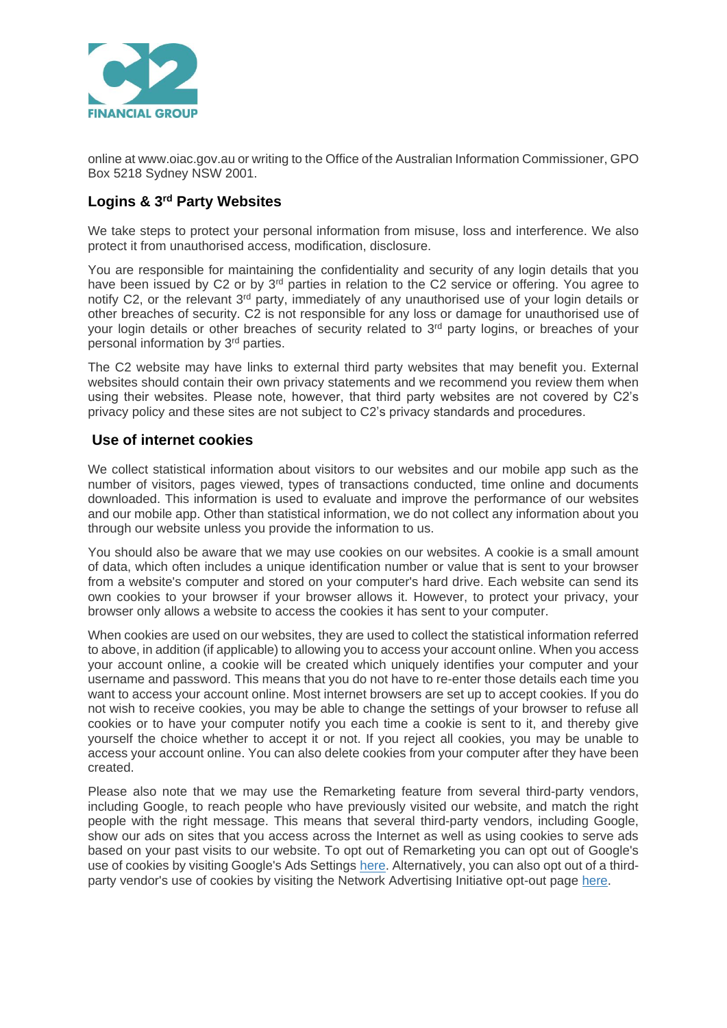online at www.oiac.gov.au or writing to the Office of the Australian Information Commissioner, GPO Box 5218 Sydney NSW 2001.

## Logins & 3rd Party Websites

We take steps to protect your personal information from misuse, loss and interference. We also protect it from unauthorised access, modification, disclosure.

You are responsible for maintaining the confidentiality and security of any login details that you have been issued by C2 or by 3rd parties in relation to the C2 service or offering. You agree to notify C2, or the relevant 3rd party, immediately of any unauthorised use of your login details or other breaches of security. C2 is not responsible for any loss or damage for unauthorised use of your login details or other breaches of security related to 3rd party logins, or breaches of your personal information by 3rd parties.

The C2 website may have links to external third party websites that may benefit you. External websites should contain their own privacy statements and we recommend you review them when using their websites. Please note, however, that third party websites are not covered by C2's privacy policy and these sites are not subject to C2's privacy standards and procedures.

## Use of internet cookies

We collect statistical information about visitors to our websites and our mobile app such as the number of visitors, pages viewed, types of transactions conducted, time online and documents downloaded. This information is used to evaluate and improve the performance of our websites and our mobile app. Other than statistical information, we do not collect any information about you through our website unless you provide the information to us.

You should also be aware that we may use cookies on our websites. A cookie is a small amount of data, which often includes a unique identification number or value that is sent to your browser from a website's computer and stored on your computer's hard drive. Each website can send its own cookies to your browser if your browser allows it. However, to protect your privacy, your browser only allows a website to access the cookies it has sent to your computer.

When cookies are used on our websites, they are used to collect the statistical information referred to above, in addition (if applicable) to allowing you to access your account online. When you access your account online, a cookie will be created which uniquely identifies your computer and your username and password. This means that you do not have to re-enter those details each time you want to access your account online. Most internet browsers are set up to accept cookies. If you do not wish to receive cookies, you may be able to change the settings of your browser to refuse all cookies or to have your computer notify you each time a cookie is sent to it, and thereby give yourself the choice whether to accept it or not. If you reject all cookies, you may be unable to access your account online. You can also delete cookies from your computer after they have been created.

Please also note that we may use the Remarketing feature from several third-party vendors, including Google, to reach people who have previously visited our website, and match the right people with the right message. This means that several third-party vendors, including Google, show our ads on sites that you access across the Internet as well as using cookies to serve ads based on your past visits to our website. To opt out of Remarketing you can opt out of Google's use of cookies by visiting Google's Ads Settings here. Alternatively, you can also opt out of a third-party vendor's use of cookies by visiting the Network Advertising Initiative opt-out page here.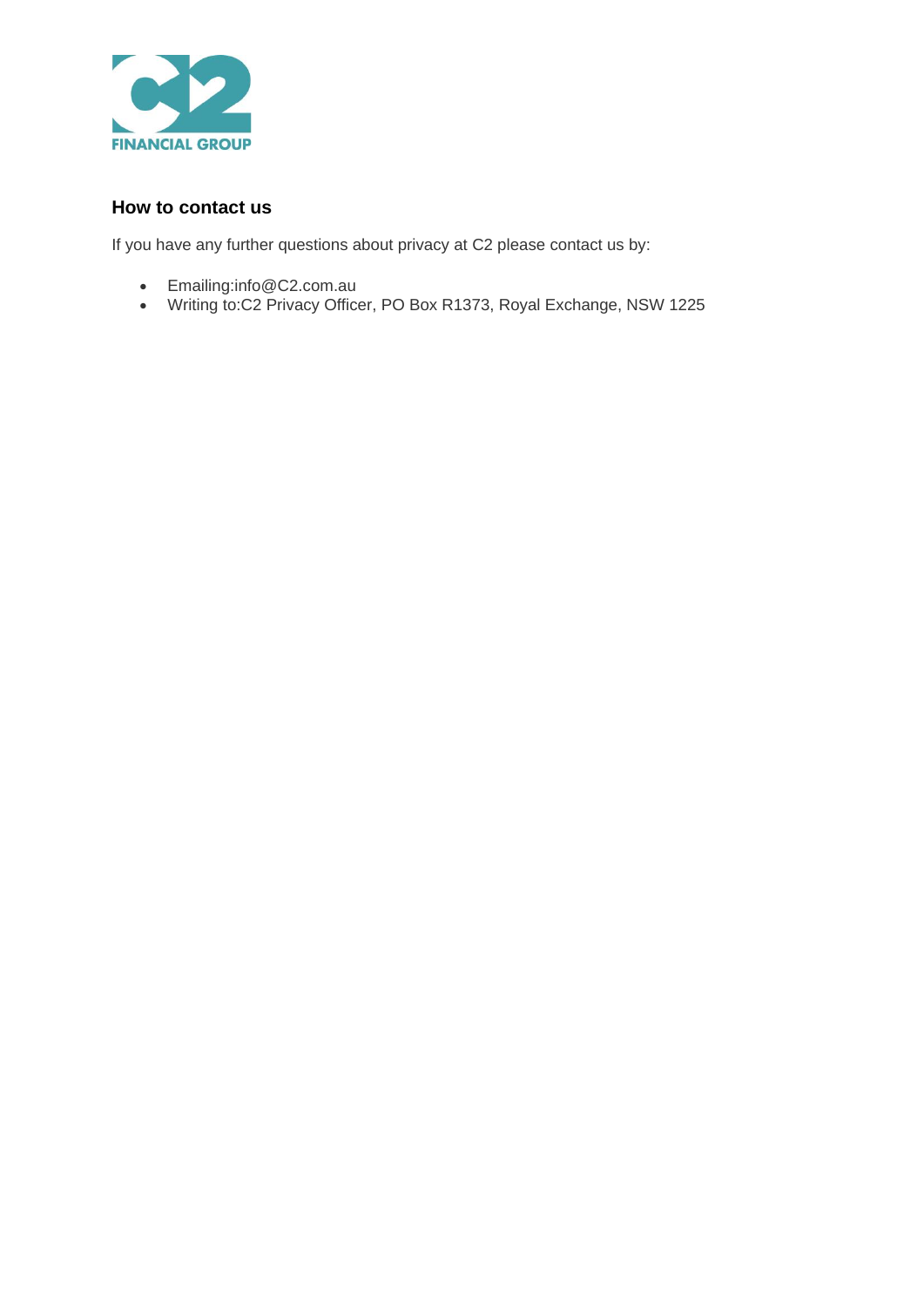## How to contact us

If you have any further questions about privacy at C2 please contact us by:

- Emailing:info@C2.com.au
- Writing to:C2 Privacy Officer, PO Box R1373, Royal Exchange, NSW 1225